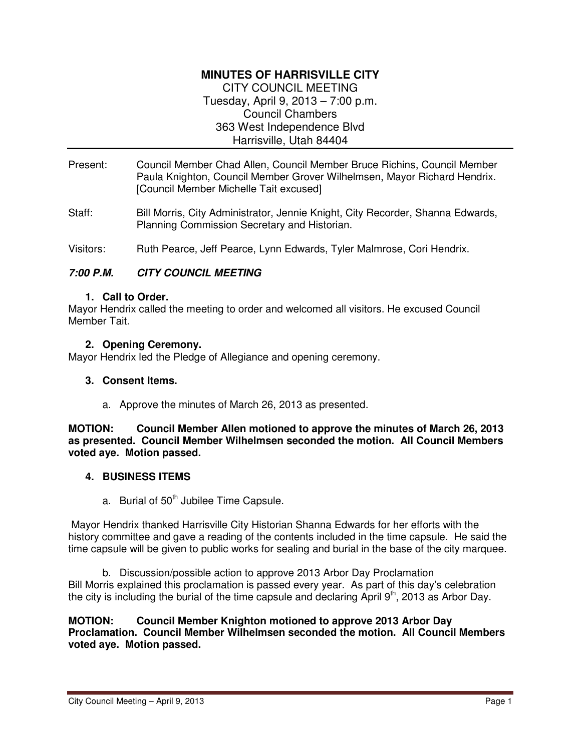# MINUTES OF HARRISVILLE CITY

CITY COUNCIL MEETING
Tuesday, April 9, 2013 – 7:00 p.m.
Council Chambers
363 West Independence Blvd
Harrisville, Utah 84404

Present: Council Member Chad Allen, Council Member Bruce Richins, Council Member Paula Knighton, Council Member Grover Wilhelmsen, Mayor Richard Hendrix. [Council Member Michelle Tait excused]

Staff: Bill Morris, City Administrator, Jennie Knight, City Recorder, Shanna Edwards, Planning Commission Secretary and Historian.

Visitors: Ruth Pearce, Jeff Pearce, Lynn Edwards, Tyler Malmrose, Cori Hendrix.

## *7:00 P.M. CITY COUNCIL MEETING*

**1. Call to Order.**

Mayor Hendrix called the meeting to order and welcomed all visitors. He excused Council Member Tait.

**2. Opening Ceremony.**

Mayor Hendrix led the Pledge of Allegiance and opening ceremony.

**3. Consent Items.**

a. Approve the minutes of March 26, 2013 as presented.

**MOTION: Council Member Allen motioned to approve the minutes of March 26, 2013 as presented. Council Member Wilhelmsen seconded the motion. All Council Members voted aye. Motion passed.**

**4. BUSINESS ITEMS**

a. Burial of 50th Jubilee Time Capsule.

Mayor Hendrix thanked Harrisville City Historian Shanna Edwards for her efforts with the history committee and gave a reading of the contents included in the time capsule. He said the time capsule will be given to public works for sealing and burial in the base of the city marquee.

b. Discussion/possible action to approve 2013 Arbor Day Proclamation

Bill Morris explained this proclamation is passed every year. As part of this day's celebration the city is including the burial of the time capsule and declaring April 9th, 2013 as Arbor Day.

**MOTION: Council Member Knighton motioned to approve 2013 Arbor Day Proclamation. Council Member Wilhelmsen seconded the motion. All Council Members voted aye. Motion passed.**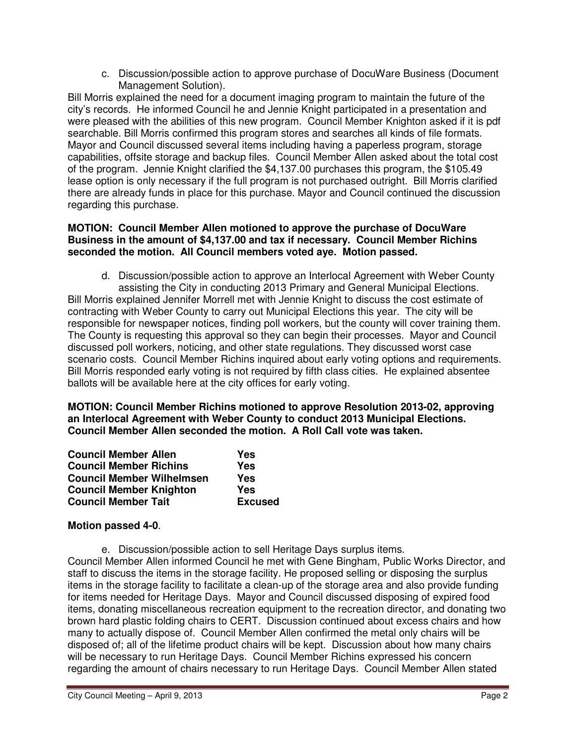c. Discussion/possible action to approve purchase of DocuWare Business (Document Management Solution).

Bill Morris explained the need for a document imaging program to maintain the future of the city's records. He informed Council he and Jennie Knight participated in a presentation and were pleased with the abilities of this new program. Council Member Knighton asked if it is pdf searchable. Bill Morris confirmed this program stores and searches all kinds of file formats. Mayor and Council discussed several items including having a paperless program, storage capabilities, offsite storage and backup files. Council Member Allen asked about the total cost of the program. Jennie Knight clarified the $4,137.00 purchases this program, the $105.49 lease option is only necessary if the full program is not purchased outright. Bill Morris clarified there are already funds in place for this purchase. Mayor and Council continued the discussion regarding this purchase.

**MOTION: Council Member Allen motioned to approve the purchase of DocuWare Business in the amount of $4,137.00 and tax if necessary. Council Member Richins seconded the motion. All Council members voted aye. Motion passed.**

d. Discussion/possible action to approve an Interlocal Agreement with Weber County assisting the City in conducting 2013 Primary and General Municipal Elections.

Bill Morris explained Jennifer Morrell met with Jennie Knight to discuss the cost estimate of contracting with Weber County to carry out Municipal Elections this year. The city will be responsible for newspaper notices, finding poll workers, but the county will cover training them. The County is requesting this approval so they can begin their processes. Mayor and Council discussed poll workers, noticing, and other state regulations. They discussed worst case scenario costs. Council Member Richins inquired about early voting options and requirements. Bill Morris responded early voting is not required by fifth class cities. He explained absentee ballots will be available here at the city offices for early voting.

**MOTION: Council Member Richins motioned to approve Resolution 2013-02, approving an Interlocal Agreement with Weber County to conduct 2013 Municipal Elections. Council Member Allen seconded the motion. A Roll Call vote was taken.**

| | |
|---|---|
| **Council Member Allen** | **Yes** |
| **Council Member Richins** | **Yes** |
| **Council Member Wilhelmsen** | **Yes** |
| **Council Member Knighton** | **Yes** |
| **Council Member Tait** | **Excused** |

**Motion passed 4-0**.

e. Discussion/possible action to sell Heritage Days surplus items.

Council Member Allen informed Council he met with Gene Bingham, Public Works Director, and staff to discuss the items in the storage facility. He proposed selling or disposing the surplus items in the storage facility to facilitate a clean-up of the storage area and also provide funding for items needed for Heritage Days. Mayor and Council discussed disposing of expired food items, donating miscellaneous recreation equipment to the recreation director, and donating two brown hard plastic folding chairs to CERT. Discussion continued about excess chairs and how many to actually dispose of. Council Member Allen confirmed the metal only chairs will be disposed of; all of the lifetime product chairs will be kept. Discussion about how many chairs will be necessary to run Heritage Days. Council Member Richins expressed his concern regarding the amount of chairs necessary to run Heritage Days. Council Member Allen stated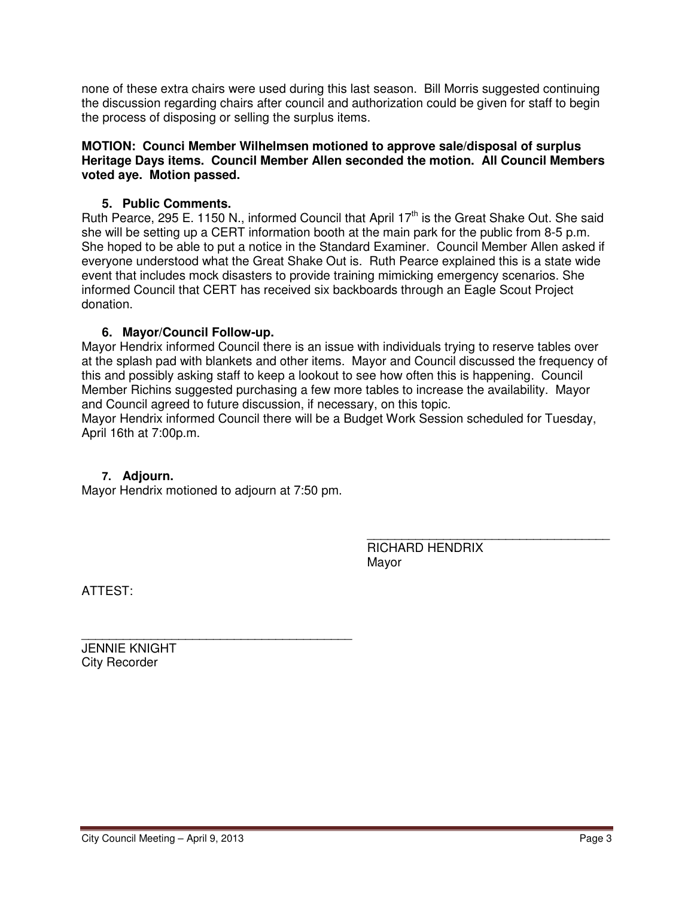none of these extra chairs were used during this last season. Bill Morris suggested continuing the discussion regarding chairs after council and authorization could be given for staff to begin the process of disposing or selling the surplus items.

**MOTION: Counci Member Wilhelmsen motioned to approve sale/disposal of surplus Heritage Days items. Council Member Allen seconded the motion. All Council Members voted aye. Motion passed.**

### 5. Public Comments.

Ruth Pearce, 295 E. 1150 N., informed Council that April 17th is the Great Shake Out. She said she will be setting up a CERT information booth at the main park for the public from 8-5 p.m. She hoped to be able to put a notice in the Standard Examiner. Council Member Allen asked if everyone understood what the Great Shake Out is. Ruth Pearce explained this is a state wide event that includes mock disasters to provide training mimicking emergency scenarios. She informed Council that CERT has received six backboards through an Eagle Scout Project donation.

### 6. Mayor/Council Follow-up.

Mayor Hendrix informed Council there is an issue with individuals trying to reserve tables over at the splash pad with blankets and other items. Mayor and Council discussed the frequency of this and possibly asking staff to keep a lookout to see how often this is happening. Council Member Richins suggested purchasing a few more tables to increase the availability. Mayor and Council agreed to future discussion, if necessary, on this topic.

Mayor Hendrix informed Council there will be a Budget Work Session scheduled for Tuesday, April 16th at 7:00p.m.

### 7. Adjourn.

Mayor Hendrix motioned to adjourn at 7:50 pm.

\_\_\_\_\_\_\_\_\_\_\_\_\_\_\_\_\_\_\_\_\_\_\_\_\_\_\_\_\_\_\_\_\_\_\_\_

RICHARD HENDRIX
Mayor

ATTEST:

\_\_\_\_\_\_\_\_\_\_\_\_\_\_\_\_\_\_\_\_\_\_\_\_\_\_\_\_\_\_\_\_\_\_\_\_\_\_\_\_

JENNIE KNIGHT
City Recorder